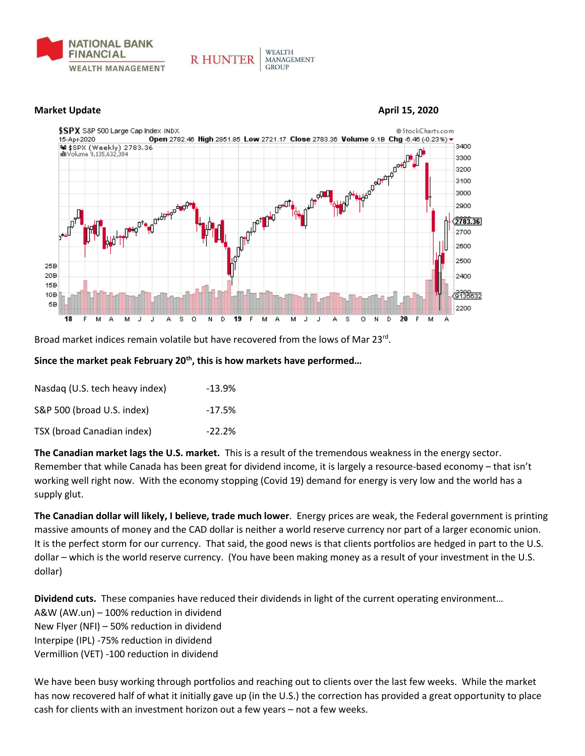NATIONAL BANK FINANCIAL WEALTH MANAGEMENT

R HUNTER WEALTH MANAGEMENT GROUP

**Market Update** **April 15, 2020**

Broad market indices remain volatile but have recovered from the lows of Mar 23rd.

**Since the market peak February 20th, this is how markets have performed…**

| | |
|---|---|
| Nasdaq (U.S. tech heavy index) | -13.9% |
| S&P 500 (broad U.S. index) | -17.5% |
| TSX (broad Canadian index) | -22.2% |

**The Canadian market lags the U.S. market.** This is a result of the tremendous weakness in the energy sector. Remember that while Canada has been great for dividend income, it is largely a resource-based economy – that isn't working well right now. With the economy stopping (Covid 19) demand for energy is very low and the world has a supply glut.

**The Canadian dollar will likely, I believe, trade much lower**. Energy prices are weak, the Federal government is printing massive amounts of money and the CAD dollar is neither a world reserve currency nor part of a larger economic union. It is the perfect storm for our currency. That said, the good news is that clients portfolios are hedged in part to the U.S. dollar – which is the world reserve currency. (You have been making money as a result of your investment in the U.S. dollar)

**Dividend cuts.** These companies have reduced their dividends in light of the current operating environment…

A&W (AW.un) – 100% reduction in dividend
New Flyer (NFI) – 50% reduction in dividend
Interpipe (IPL) -75% reduction in dividend
Vermillion (VET) -100 reduction in dividend

We have been busy working through portfolios and reaching out to clients over the last few weeks. While the market has now recovered half of what it initially gave up (in the U.S.) the correction has provided a great opportunity to place cash for clients with an investment horizon out a few years – not a few weeks.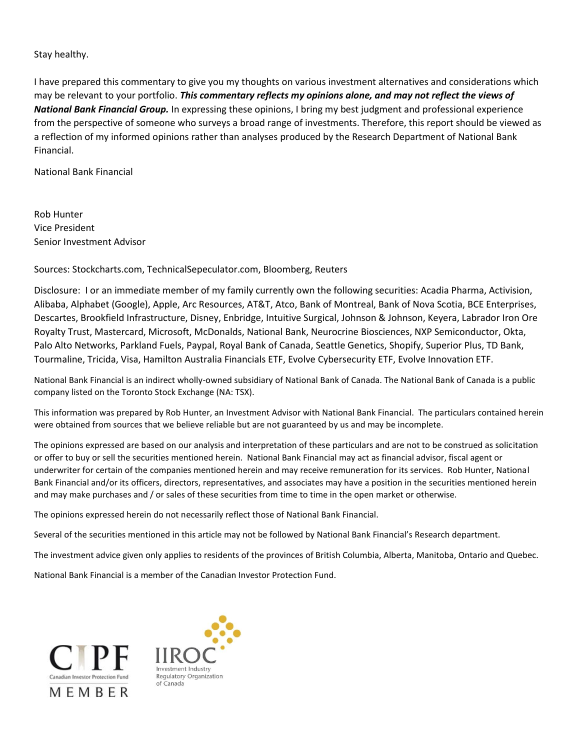Stay healthy.

I have prepared this commentary to give you my thoughts on various investment alternatives and considerations which may be relevant to your portfolio. ***This commentary reflects my opinions alone, and may not reflect the views of National Bank Financial Group.*** In expressing these opinions, I bring my best judgment and professional experience from the perspective of someone who surveys a broad range of investments. Therefore, this report should be viewed as a reflection of my informed opinions rather than analyses produced by the Research Department of National Bank Financial.

National Bank Financial

Rob Hunter
Vice President
Senior Investment Advisor

Sources: Stockcharts.com, TechnicalSepeculator.com, Bloomberg, Reuters

Disclosure: I or an immediate member of my family currently own the following securities: Acadia Pharma, Activision, Alibaba, Alphabet (Google), Apple, Arc Resources, AT&T, Atco, Bank of Montreal, Bank of Nova Scotia, BCE Enterprises, Descartes, Brookfield Infrastructure, Disney, Enbridge, Intuitive Surgical, Johnson & Johnson, Keyera, Labrador Iron Ore Royalty Trust, Mastercard, Microsoft, McDonalds, National Bank, Neurocrine Biosciences, NXP Semiconductor, Okta, Palo Alto Networks, Parkland Fuels, Paypal, Royal Bank of Canada, Seattle Genetics, Shopify, Superior Plus, TD Bank, Tourmaline, Tricida, Visa, Hamilton Australia Financials ETF, Evolve Cybersecurity ETF, Evolve Innovation ETF.

National Bank Financial is an indirect wholly-owned subsidiary of National Bank of Canada. The National Bank of Canada is a public company listed on the Toronto Stock Exchange (NA: TSX).

This information was prepared by Rob Hunter, an Investment Advisor with National Bank Financial. The particulars contained herein were obtained from sources that we believe reliable but are not guaranteed by us and may be incomplete.

The opinions expressed are based on our analysis and interpretation of these particulars and are not to be construed as solicitation or offer to buy or sell the securities mentioned herein. National Bank Financial may act as financial advisor, fiscal agent or underwriter for certain of the companies mentioned herein and may receive remuneration for its services. Rob Hunter, National Bank Financial and/or its officers, directors, representatives, and associates may have a position in the securities mentioned herein and may make purchases and / or sales of these securities from time to time in the open market or otherwise.

The opinions expressed herein do not necessarily reflect those of National Bank Financial.

Several of the securities mentioned in this article may not be followed by National Bank Financial's Research department.

The investment advice given only applies to residents of the provinces of British Columbia, Alberta, Manitoba, Ontario and Quebec.

National Bank Financial is a member of the Canadian Investor Protection Fund.

CIPF
Canadian Investor Protection Fund
MEMBER

IIROC
Investment Industry Regulatory Organization of Canada